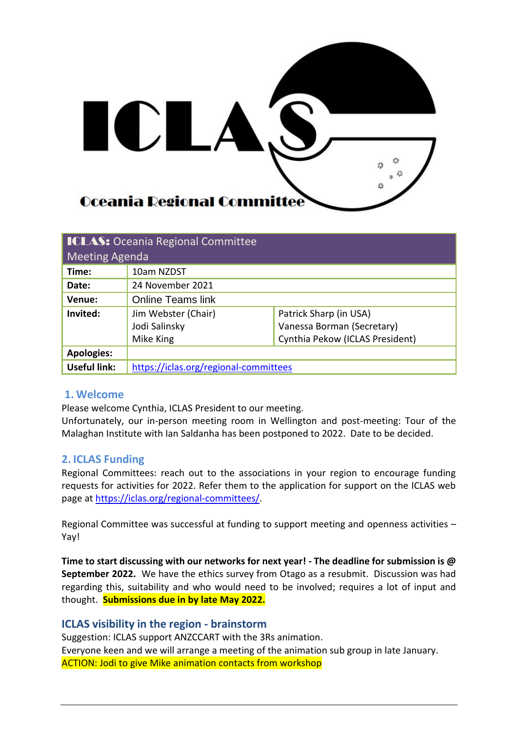# ICLAS Oceania Regional Committee

| ICLAS: Oceania Regional Committee Meeting Agenda | | |
|---|---|---|
| **Time:** | 10am NZDST | |
| **Date:** | 24 November 2021 | |
| **Venue:** | Online Teams link | |
| **Invited:** | Jim Webster (Chair)<br>Jodi Salinsky<br>Mike King | Patrick Sharp (in USA)<br>Vanessa Borman (Secretary)<br>Cynthia Pekow (ICLAS President) |
| **Apologies:** | | |
| **Useful link:** | https://iclas.org/regional-committees | |

## 1. Welcome

Please welcome Cynthia, ICLAS President to our meeting.
Unfortunately, our in-person meeting room in Wellington and post-meeting: Tour of the Malaghan Institute with Ian Saldanha has been postponed to 2022. Date to be decided.

## 2. ICLAS Funding

Regional Committees: reach out to the associations in your region to encourage funding requests for activities for 2022. Refer them to the application for support on the ICLAS web page at https://iclas.org/regional-committees/.

Regional Committee was successful at funding to support meeting and openness activities – Yay!

**Time to start discussing with our networks for next year! - The deadline for submission is @ September 2022.** We have the ethics survey from Otago as a resubmit. Discussion was had regarding this, suitability and who would need to be involved; requires a lot of input and thought. **Submissions due in by late May 2022.**

## ICLAS visibility in the region - brainstorm

Suggestion: ICLAS support ANZCCART with the 3Rs animation.
Everyone keen and we will arrange a meeting of the animation sub group in late January.
ACTION: Jodi to give Mike animation contacts from workshop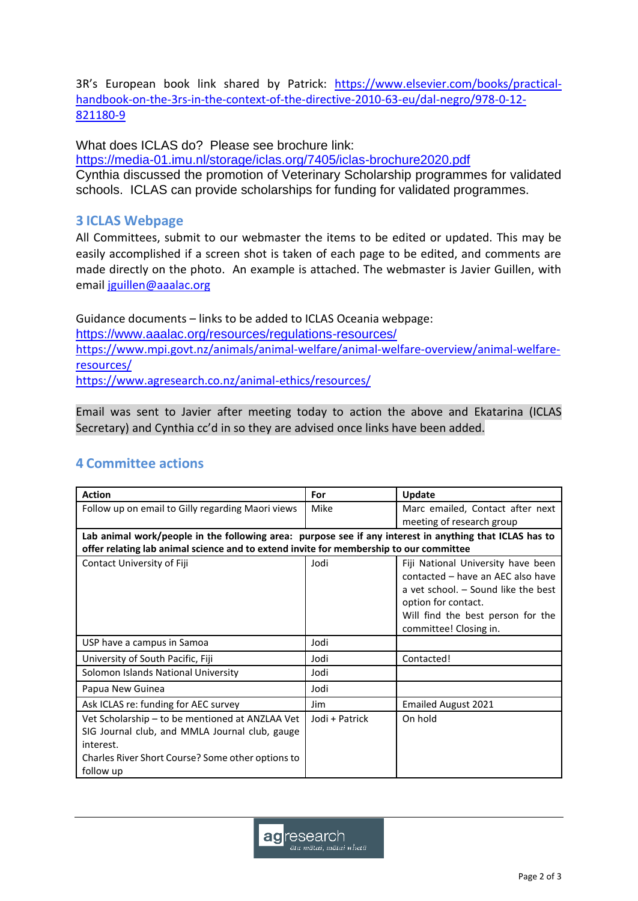3R's European book link shared by Patrick: https://www.elsevier.com/books/practical-handbook-on-the-3rs-in-the-context-of-the-directive-2010-63-eu/dal-negro/978-0-12-821180-9

What does ICLAS do? Please see brochure link:
https://media-01.imu.nl/storage/iclas.org/7405/iclas-brochure2020.pdf
Cynthia discussed the promotion of Veterinary Scholarship programmes for validated schools. ICLAS can provide scholarships for funding for validated programmes.

## 3 ICLAS Webpage

All Committees, submit to our webmaster the items to be edited or updated. This may be easily accomplished if a screen shot is taken of each page to be edited, and comments are made directly on the photo. An example is attached. The webmaster is Javier Guillen, with email jguillen@aaalac.org

Guidance documents – links to be added to ICLAS Oceania webpage:
https://www.aaalac.org/resources/regulations-resources/
https://www.mpi.govt.nz/animals/animal-welfare/animal-welfare-overview/animal-welfare-resources/
https://www.agresearch.co.nz/animal-ethics/resources/

Email was sent to Javier after meeting today to action the above and Ekatarina (ICLAS Secretary) and Cynthia cc'd in so they are advised once links have been added.

## 4 Committee actions

| Action | For | Update |
|---|---|---|
| Follow up on email to Gilly regarding Maori views | Mike | Marc emailed, Contact after next meeting of research group |
| **Lab animal work/people in the following area: purpose see if any interest in anything that ICLAS has to offer relating lab animal science and to extend invite for membership to our committee** | | |
| Contact University of Fiji | Jodi | Fiji National University have been contacted – have an AEC also have a vet school. – Sound like the best option for contact. Will find the best person for the committee! Closing in. |
| USP have a campus in Samoa | Jodi | |
| University of South Pacific, Fiji | Jodi | Contacted! |
| Solomon Islands National University | Jodi | |
| Papua New Guinea | Jodi | |
| Ask ICLAS re: funding for AEC survey | Jim | Emailed August 2021 |
| Vet Scholarship – to be mentioned at ANZLAA Vet SIG Journal club, and MMLA Journal club, gauge interest. Charles River Short Course? Some other options to follow up | Jodi + Patrick | On hold |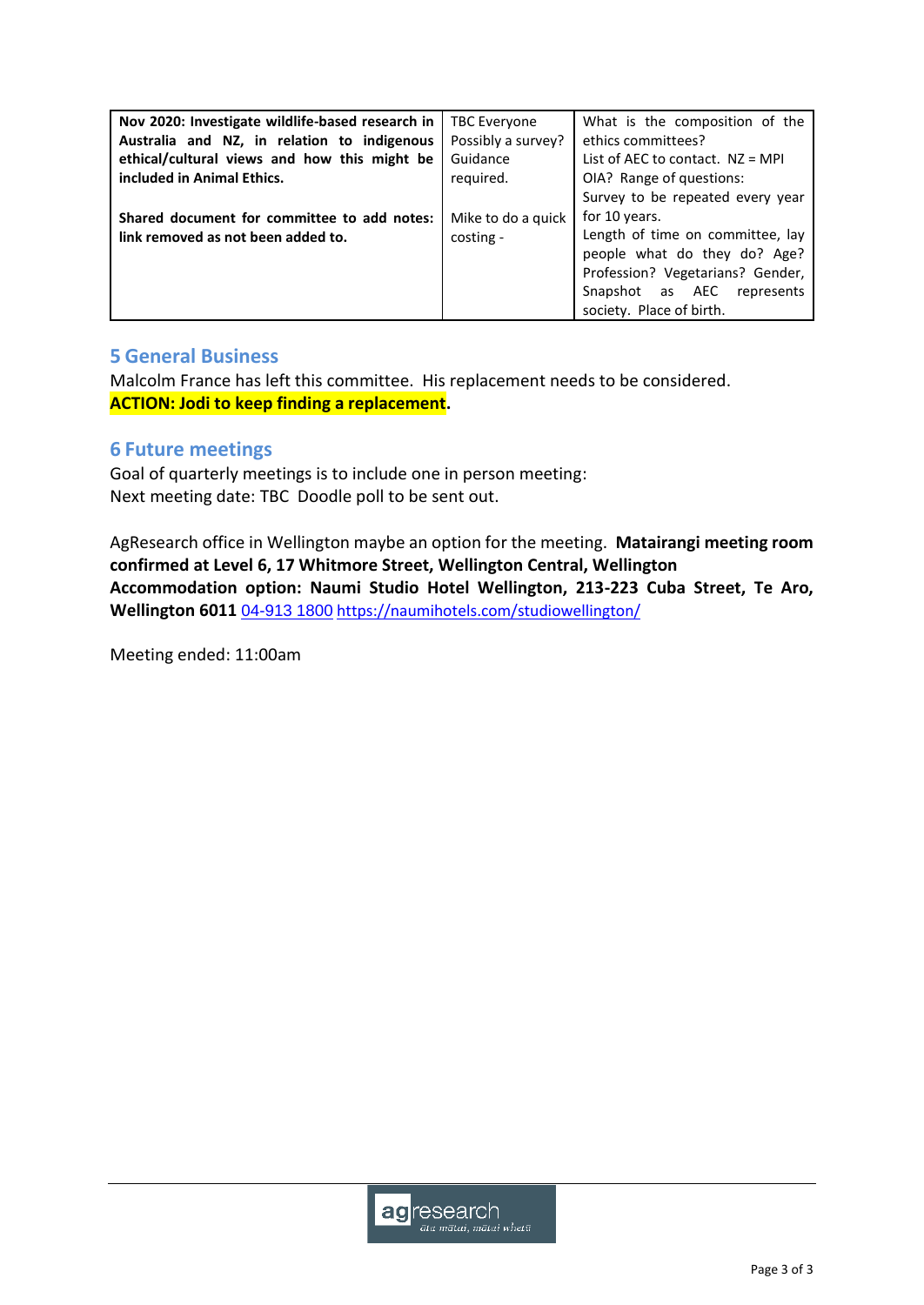| | | |
|---|---|---|
| **Nov 2020: Investigate wildlife-based research in Australia and NZ, in relation to indigenous ethical/cultural views and how this might be included in Animal Ethics.**<br><br>**Shared document for committee to add notes: link removed as not been added to.** | TBC Everyone<br>Possibly a survey?<br>Guidance required.<br><br>Mike to do a quick costing - | What is the composition of the ethics committees?<br>List of AEC to contact. NZ = MPI<br>OIA? Range of questions:<br>Survey to be repeated every year for 10 years.<br>Length of time on committee, lay people what do they do? Age? Profession? Vegetarians? Gender, Snapshot as AEC represents society. Place of birth. |

## 5 General Business

Malcolm France has left this committee. His replacement needs to be considered.
**ACTION: Jodi to keep finding a replacement.**

## 6 Future meetings

Goal of quarterly meetings is to include one in person meeting:
Next meeting date: TBC Doodle poll to be sent out.

AgResearch office in Wellington maybe an option for the meeting. **Matairangi meeting room confirmed at Level 6, 17 Whitmore Street, Wellington Central, Wellington**
**Accommodation option: Naumi Studio Hotel Wellington, 213-223 Cuba Street, Te Aro, Wellington 6011** 04-913 1800 https://naumihotels.com/studiowellington/

Meeting ended: 11:00am